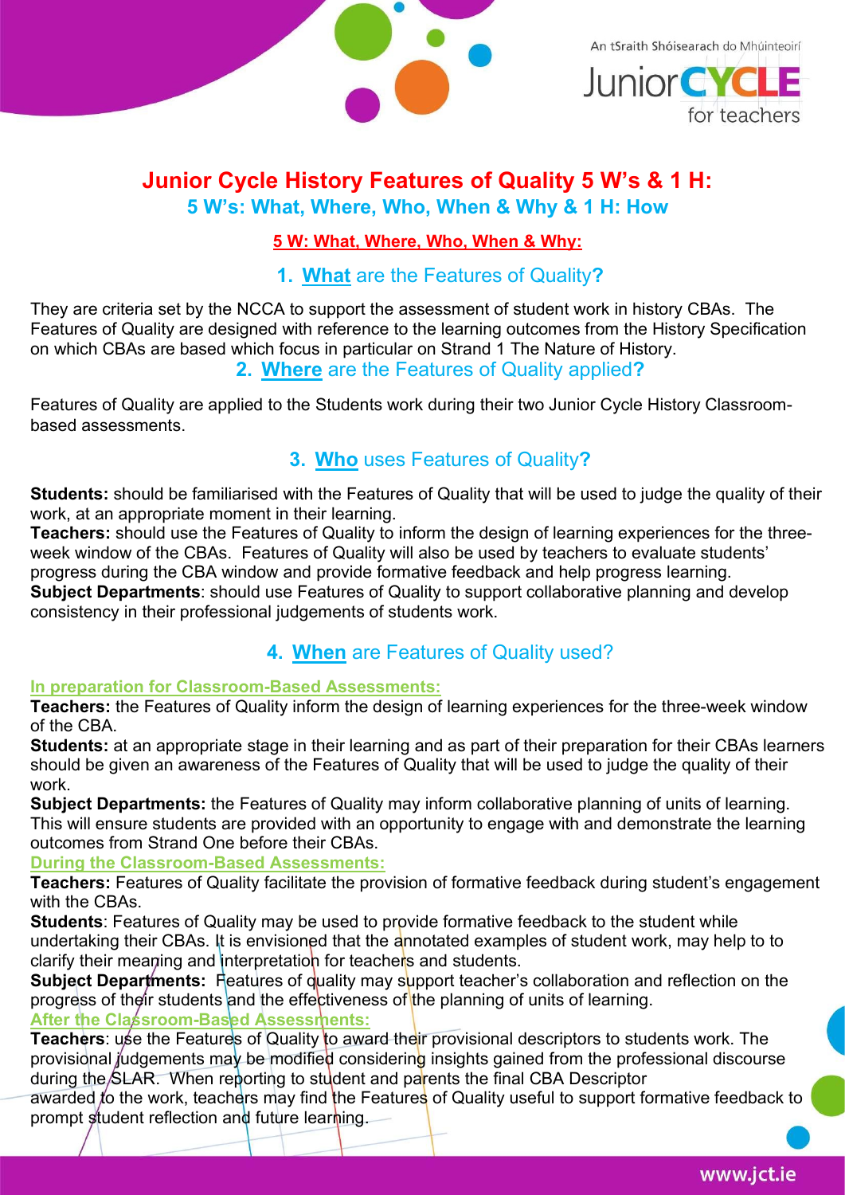# Junior Cycle History Features of Quality 5 W's & 1 H:

## 5 W's: What, Where, Who, When & Why & 1 H: How

**5 W: What, Where, Who, When & Why:**

### 1. What are the Features of Quality?

They are criteria set by the NCCA to support the assessment of student work in history CBAs. The Features of Quality are designed with reference to the learning outcomes from the History Specification on which CBAs are based which focus in particular on Strand 1 The Nature of History.

### 2. Where are the Features of Quality applied?

Features of Quality are applied to the Students work during their two Junior Cycle History Classroom-based assessments.

### 3. Who uses Features of Quality?

**Students:** should be familiarised with the Features of Quality that will be used to judge the quality of their work, at an appropriate moment in their learning.
**Teachers:** should use the Features of Quality to inform the design of learning experiences for the three-week window of the CBAs. Features of Quality will also be used by teachers to evaluate students' progress during the CBA window and provide formative feedback and help progress learning.
**Subject Departments**: should use Features of Quality to support collaborative planning and develop consistency in their professional judgements of students work.

### 4. When are Features of Quality used?

**In preparation for Classroom-Based Assessments:**

**Teachers:** the Features of Quality inform the design of learning experiences for the three-week window of the CBA.
**Students:** at an appropriate stage in their learning and as part of their preparation for their CBAs learners should be given an awareness of the Features of Quality that will be used to judge the quality of their work.
**Subject Departments:** the Features of Quality may inform collaborative planning of units of learning. This will ensure students are provided with an opportunity to engage with and demonstrate the learning outcomes from Strand One before their CBAs.

**During the Classroom-Based Assessments:**

**Teachers:** Features of Quality facilitate the provision of formative feedback during student's engagement with the CBAs.
**Students**: Features of Quality may be used to provide formative feedback to the student while undertaking their CBAs. It is envisioned that the annotated examples of student work, may help to to clarify their meaning and interpretation for teachers and students.
**Subject Departments:** Features of quality may support teacher's collaboration and reflection on the progress of their students and the effectiveness of the planning of units of learning.

**After the Classroom-Based Assessments:**

**Teachers**: use the Features of Quality to award their provisional descriptors to students work. The provisional judgements may be modified considering insights gained from the professional discourse during the SLAR. When reporting to student and parents the final CBA Descriptor awarded to the work, teachers may find the Features of Quality useful to support formative feedback to prompt student reflection and future learning.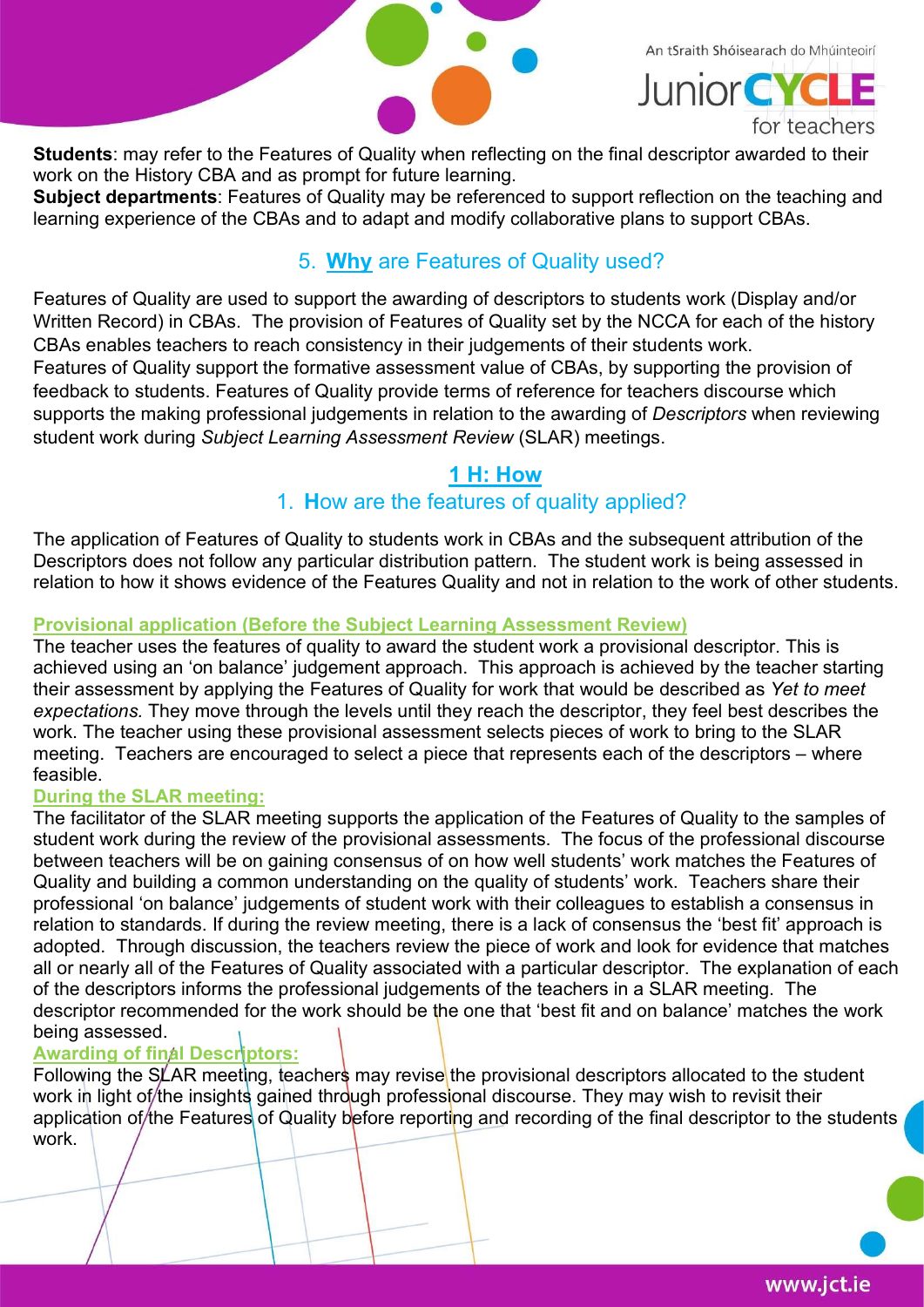**Students**: may refer to the Features of Quality when reflecting on the final descriptor awarded to their work on the History CBA and as prompt for future learning.
**Subject departments**: Features of Quality may be referenced to support reflection on the teaching and learning experience of the CBAs and to adapt and modify collaborative plans to support CBAs.

## 5. **Why** are Features of Quality used?

Features of Quality are used to support the awarding of descriptors to students work (Display and/or Written Record) in CBAs. The provision of Features of Quality set by the NCCA for each of the history CBAs enables teachers to reach consistency in their judgements of their students work.
Features of Quality support the formative assessment value of CBAs, by supporting the provision of feedback to students. Features of Quality provide terms of reference for teachers discourse which supports the making professional judgements in relation to the awarding of *Descriptors* when reviewing student work during *Subject Learning Assessment Review* (SLAR) meetings.

## 1 H: How

### 1. **H**ow are the features of quality applied?

The application of Features of Quality to students work in CBAs and the subsequent attribution of the Descriptors does not follow any particular distribution pattern. The student work is being assessed in relation to how it shows evidence of the Features Quality and not in relation to the work of other students.

**Provisional application (Before the Subject Learning Assessment Review)**
The teacher uses the features of quality to award the student work a provisional descriptor. This is achieved using an 'on balance' judgement approach. This approach is achieved by the teacher starting their assessment by applying the Features of Quality for work that would be described as *Yet to meet expectations.* They move through the levels until they reach the descriptor, they feel best describes the work. The teacher using these provisional assessment selects pieces of work to bring to the SLAR meeting. Teachers are encouraged to select a piece that represents each of the descriptors – where feasible.

**During the SLAR meeting:**
The facilitator of the SLAR meeting supports the application of the Features of Quality to the samples of student work during the review of the provisional assessments. The focus of the professional discourse between teachers will be on gaining consensus of on how well students' work matches the Features of Quality and building a common understanding on the quality of students' work. Teachers share their professional 'on balance' judgements of student work with their colleagues to establish a consensus in relation to standards. If during the review meeting, there is a lack of consensus the 'best fit' approach is adopted. Through discussion, the teachers review the piece of work and look for evidence that matches all or nearly all of the Features of Quality associated with a particular descriptor. The explanation of each of the descriptors informs the professional judgements of the teachers in a SLAR meeting. The descriptor recommended for the work should be the one that 'best fit and on balance' matches the work being assessed.

**Awarding of final Descriptors:**
Following the SLAR meeting, teachers may revise the provisional descriptors allocated to the student work in light of the insights gained through professional discourse. They may wish to revisit their application of the Features of Quality before reporting and recording of the final descriptor to the students work.